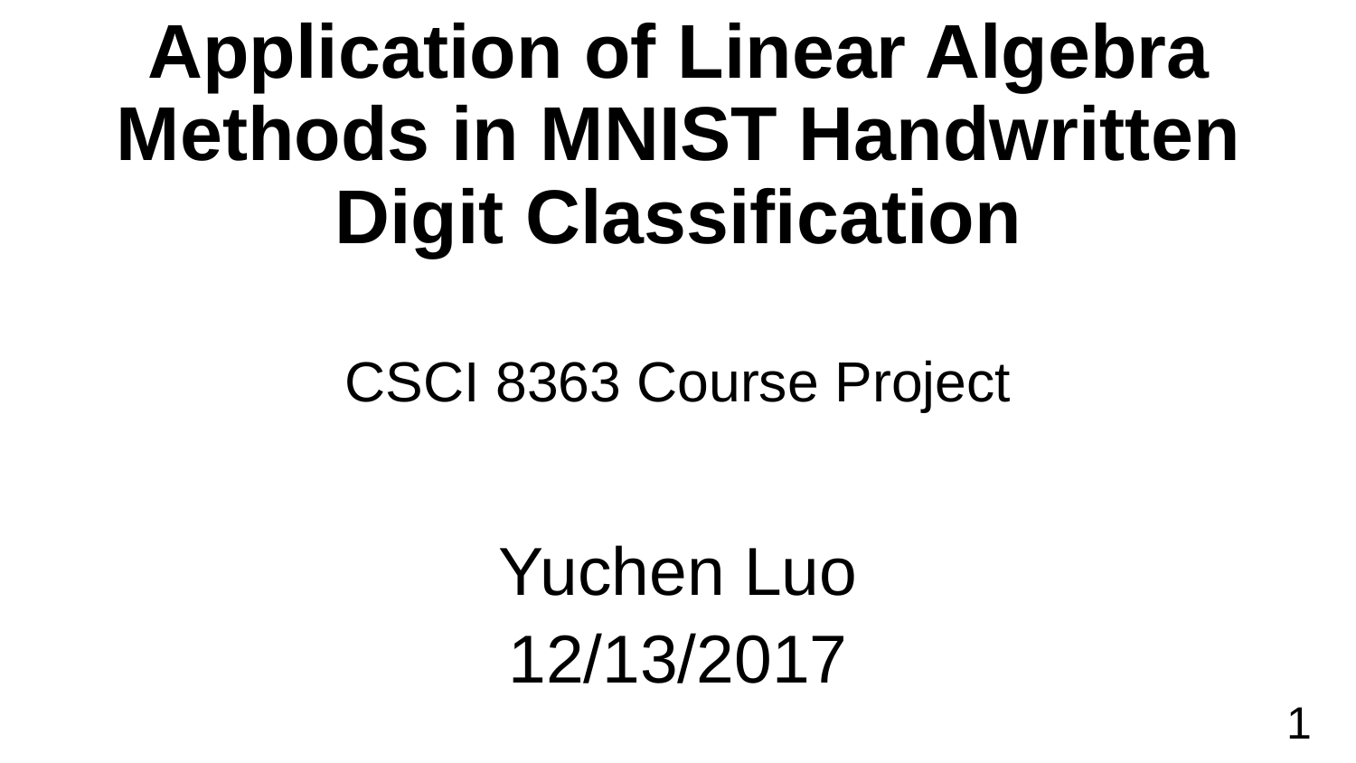# Application of Linear Algebra Methods in MNIST Handwritten Digit Classification

CSCI 8363 Course Project

Yuchen Luo

12/13/2017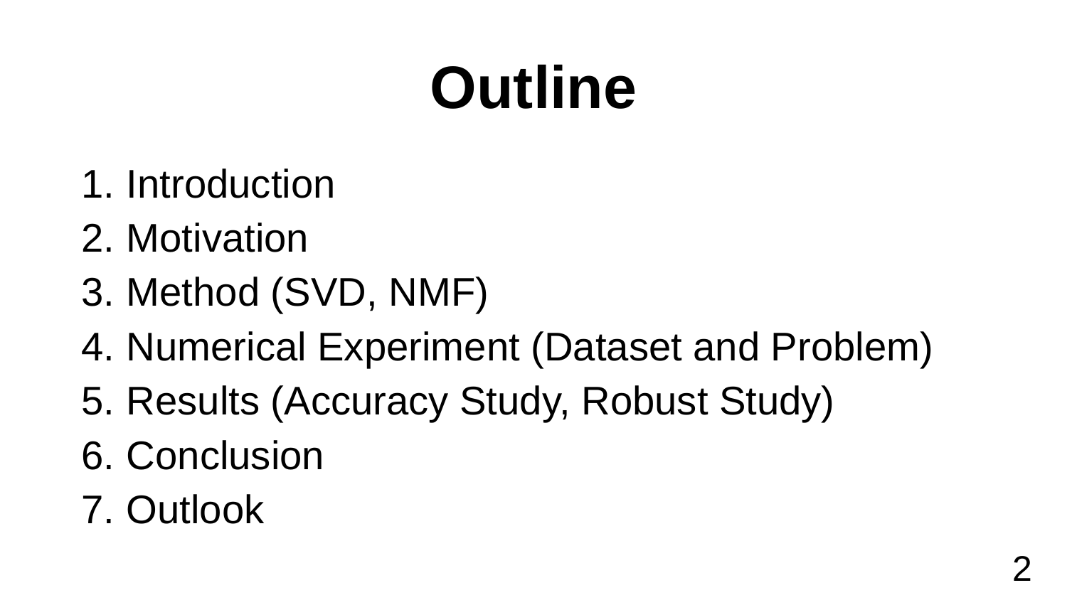# Outline

1. Introduction
2. Motivation
3. Method (SVD, NMF)
4. Numerical Experiment (Dataset and Problem)
5. Results (Accuracy Study, Robust Study)
6. Conclusion
7. Outlook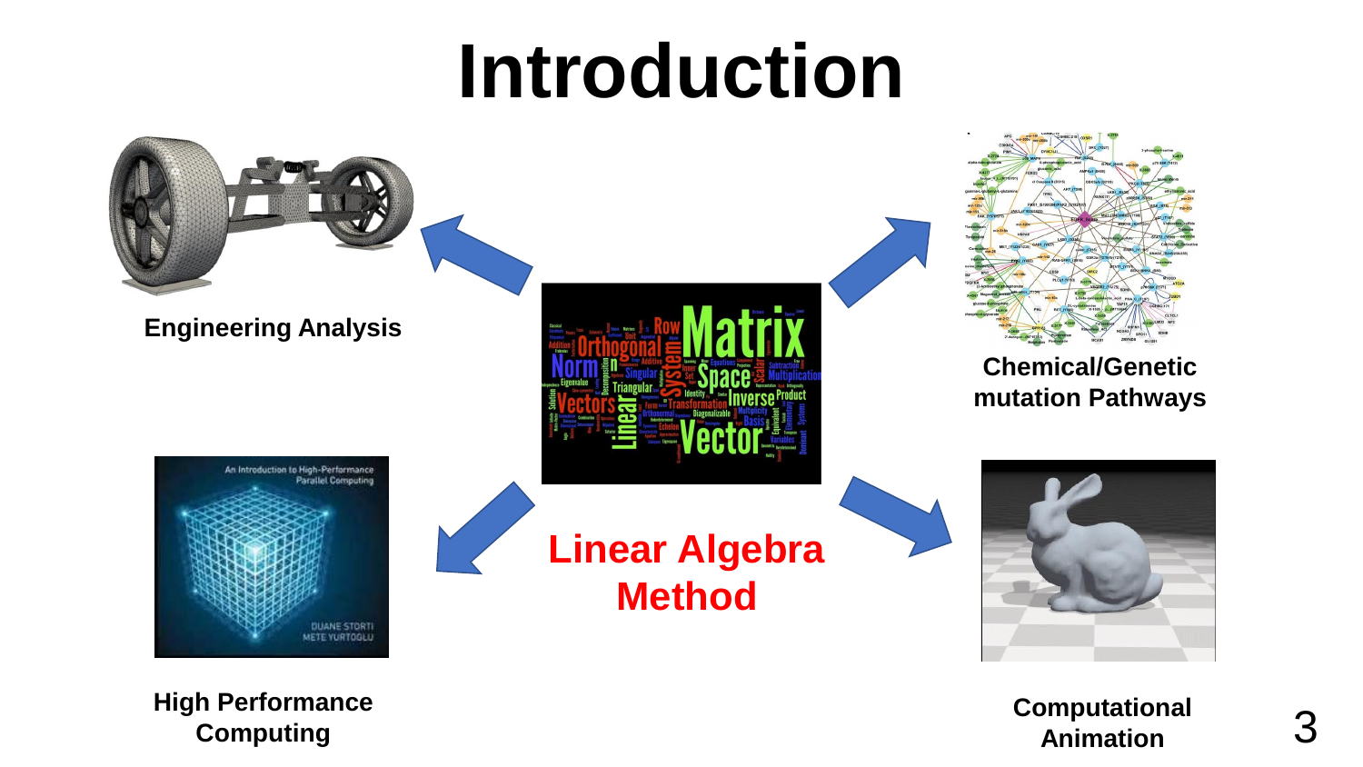# Introduction

**Engineering Analysis**

**Chemical/Genetic mutation Pathways**

**Linear Algebra Method**

**High Performance Computing**

**Computational Animation**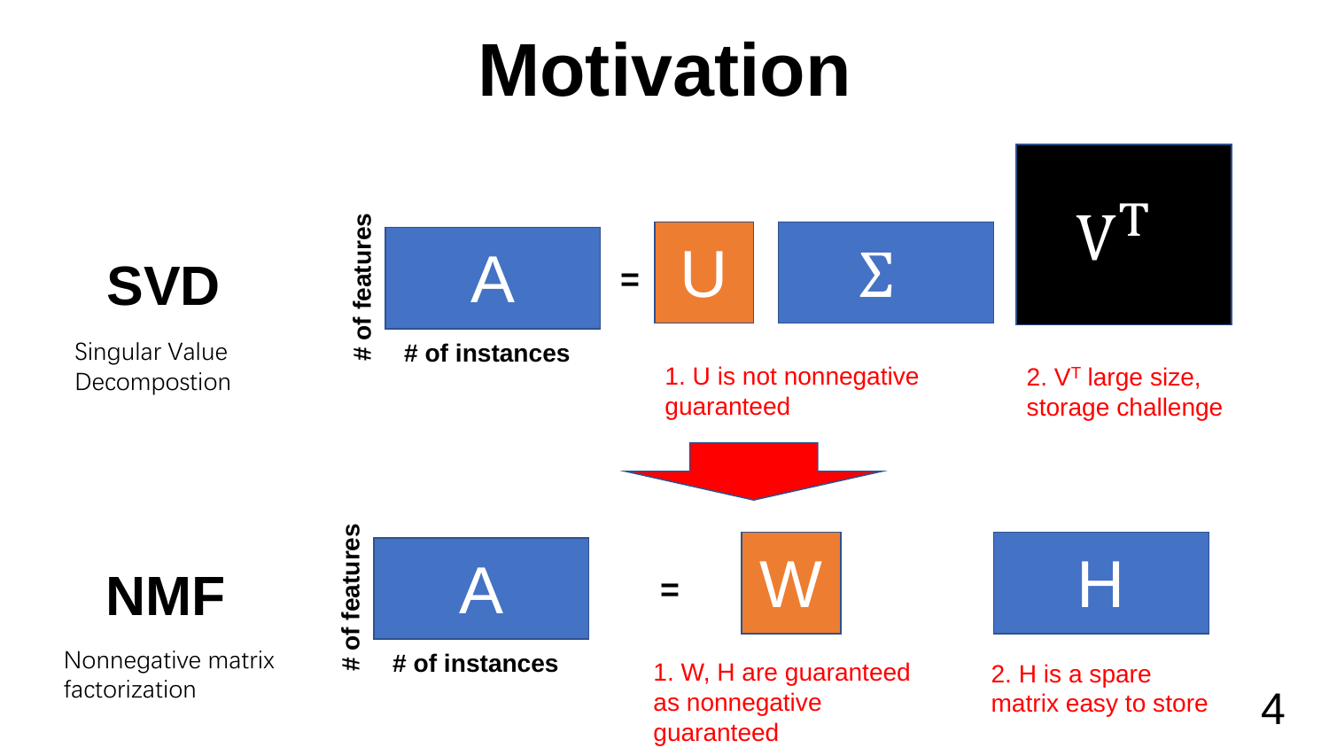# Motivation

## SVD

Singular Value Decompostion

$$A = U \Sigma V^T$$

(A: # of features × # of instances)

1. U is not nonnegative guaranteed

2. $V^T$ large size, storage challenge

## NMF

Nonnegative matrix factorization

$$A = W H$$

(A: # of features × # of instances)

1. W, H are guaranteed as nonnegative guaranteed

2. H is a spare matrix easy to store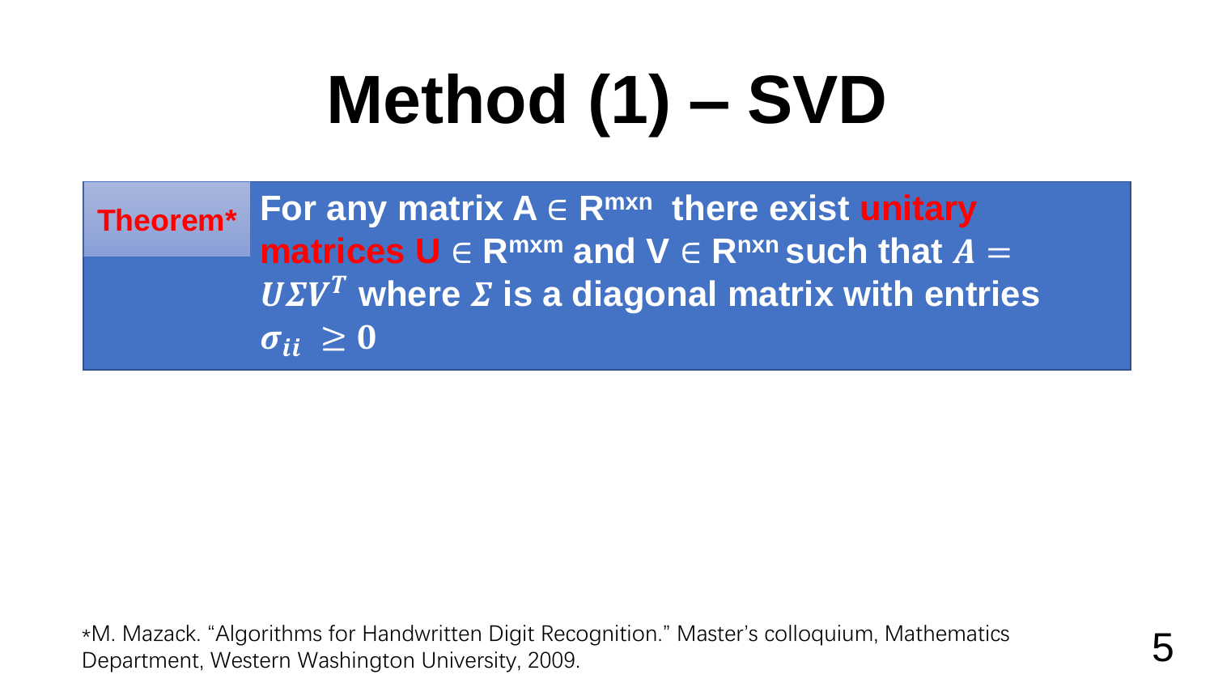# Method (1) – SVD

**Theorem*** **For any matrix A ∈ $R^{mxn}$ there exist unitary matrices U ∈ $R^{mxm}$ and V ∈ $R^{nxn}$ such that $A = U\Sigma V^T$ where $\Sigma$ is a diagonal matrix with entries $\sigma_{ii} \geq 0$**

*M. Mazack. “Algorithms for Handwritten Digit Recognition.” Master’s colloquium, Mathematics Department, Western Washington University, 2009.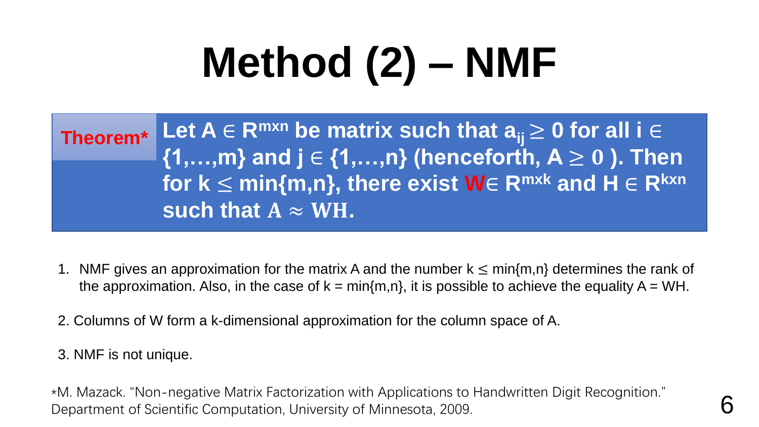# Method (2) – NMF

**Theorem*** **Let $A \in R^{mxn}$ be matrix such that $a_{ij} \geq 0$ for all $i \in \{1,\ldots,m\}$ and $j \in \{1,\ldots,n\}$ (henceforth, $A \geq 0$ ). Then for $k \leq \min\{m,n\}$, there exist $W \in R^{mxk}$ and $H \in R^{kxn}$ such that $A \approx WH$.**

1. NMF gives an approximation for the matrix A and the number $k \leq \min\{m,n\}$ determines the rank of the approximation. Also, in the case of $k = \min\{m,n\}$, it is possible to achieve the equality $A = WH$.

2. Columns of W form a k-dimensional approximation for the column space of A.

3. NMF is not unique.

*M. Mazack. "Non-negative Matrix Factorization with Applications to Handwritten Digit Recognition." Department of Scientific Computation, University of Minnesota, 2009.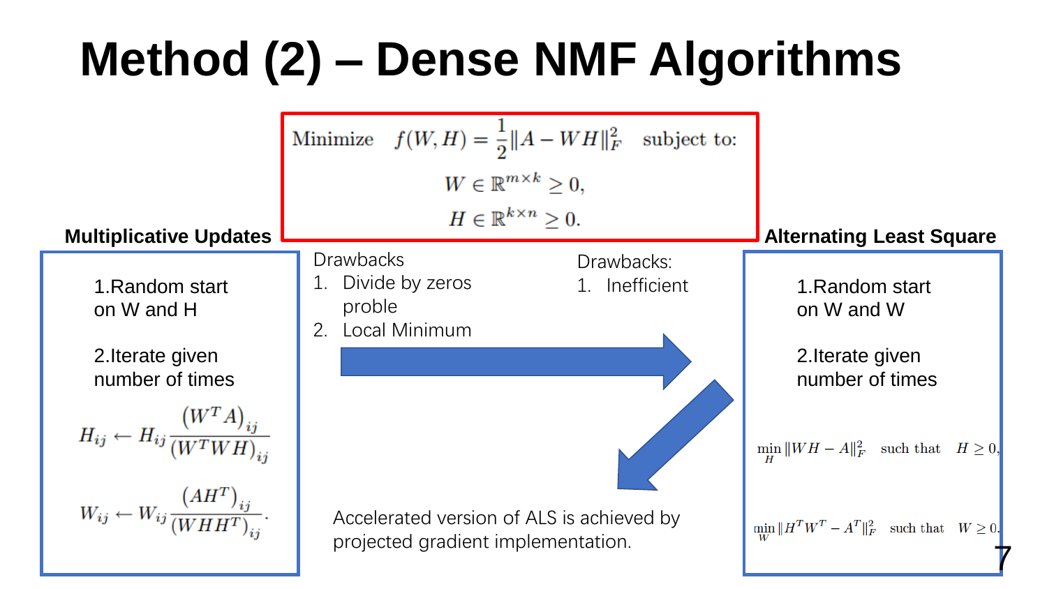# Method (2) – Dense NMF Algorithms

$$\text{Minimize} \quad f(W,H) = \frac{1}{2}\|A - WH\|_F^2 \quad \text{subject to:}$$
$$W \in \mathbb{R}^{m\times k} \geq 0,$$
$$H \in \mathbb{R}^{k\times n} \geq 0.$$

**Multiplicative Updates**

1.Random start on W and H

2.Iterate given number of times

$$H_{ij} \leftarrow H_{ij}\frac{(W^TA)_{ij}}{(W^TWH)_{ij}}$$

$$W_{ij} \leftarrow W_{ij}\frac{(AH^T)_{ij}}{(WHH^T)_{ij}}.$$

Drawbacks

1. Divide by zeros proble
2. Local Minimum

Drawbacks:

1. Inefficient

**Alternating Least Square**

1.Random start on W and W

2.Iterate given number of times

$$\min_H \|WH - A\|_F^2 \quad \text{such that} \quad H \geq 0,$$

$$\min_W \|H^TW^T - A^T\|_F^2 \quad \text{such that} \quad W \geq 0.$$

Accelerated version of ALS is achieved by projected gradient implementation.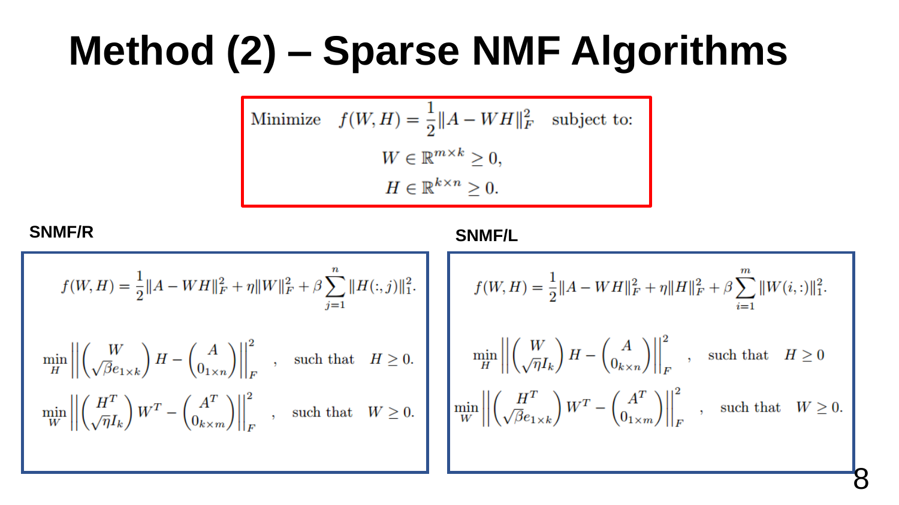# Method (2) – Sparse NMF Algorithms

$$\text{Minimize} \quad f(W,H) = \frac{1}{2}\|A - WH\|_F^2 \quad \text{subject to:}$$

$$W \in \mathbb{R}^{m\times k} \geq 0,$$

$$H \in \mathbb{R}^{k\times n} \geq 0.$$

**SNMF/R**

$$f(W,H) = \frac{1}{2}\|A - WH\|_F^2 + \eta\|W\|_F^2 + \beta\sum_{j=1}^{n}\|H(:,j)\|_1^2.$$

$$\min_H \left\| \begin{pmatrix} W \\ \sqrt{\beta}e_{1\times k} \end{pmatrix} H - \begin{pmatrix} A \\ 0_{1\times n} \end{pmatrix} \right\|_F^2, \quad \text{such that} \quad H \geq 0.$$

$$\min_W \left\| \begin{pmatrix} H^T \\ \sqrt{\eta}I_k \end{pmatrix} W^T - \begin{pmatrix} A^T \\ 0_{k\times m} \end{pmatrix} \right\|_F^2, \quad \text{such that} \quad W \geq 0.$$

**SNMF/L**

$$f(W,H) = \frac{1}{2}\|A - WH\|_F^2 + \eta\|H\|_F^2 + \beta\sum_{i=1}^{m}\|W(i,:)\|_1^2.$$

$$\min_H \left\| \begin{pmatrix} W \\ \sqrt{\eta}I_k \end{pmatrix} H - \begin{pmatrix} A \\ 0_{k\times n} \end{pmatrix} \right\|_F^2, \quad \text{such that} \quad H \geq 0$$

$$\min_W \left\| \begin{pmatrix} H^T \\ \sqrt{\beta}e_{1\times k} \end{pmatrix} W^T - \begin{pmatrix} A^T \\ 0_{1\times m} \end{pmatrix} \right\|_F^2, \quad \text{such that} \quad W \geq 0.$$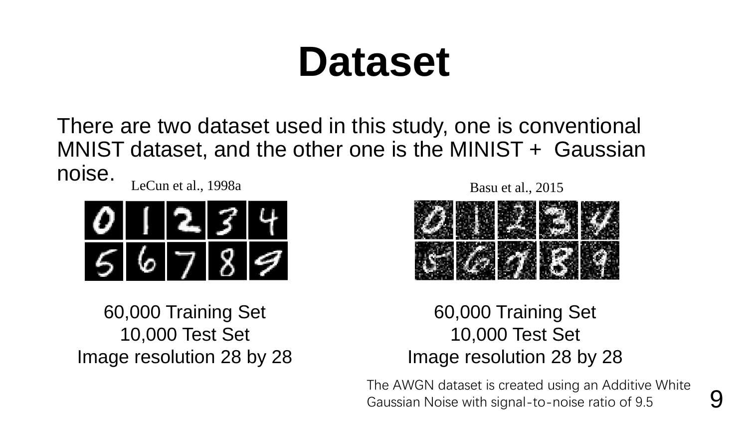# Dataset

There are two dataset used in this study, one is conventional MNIST dataset, and the other one is the MINIST + Gaussian noise.

LeCun et al., 1998a

60,000 Training Set
10,000 Test Set
Image resolution 28 by 28

Basu et al., 2015

60,000 Training Set
10,000 Test Set
Image resolution 28 by 28

The AWGN dataset is created using an Additive White Gaussian Noise with signal-to-noise ratio of 9.5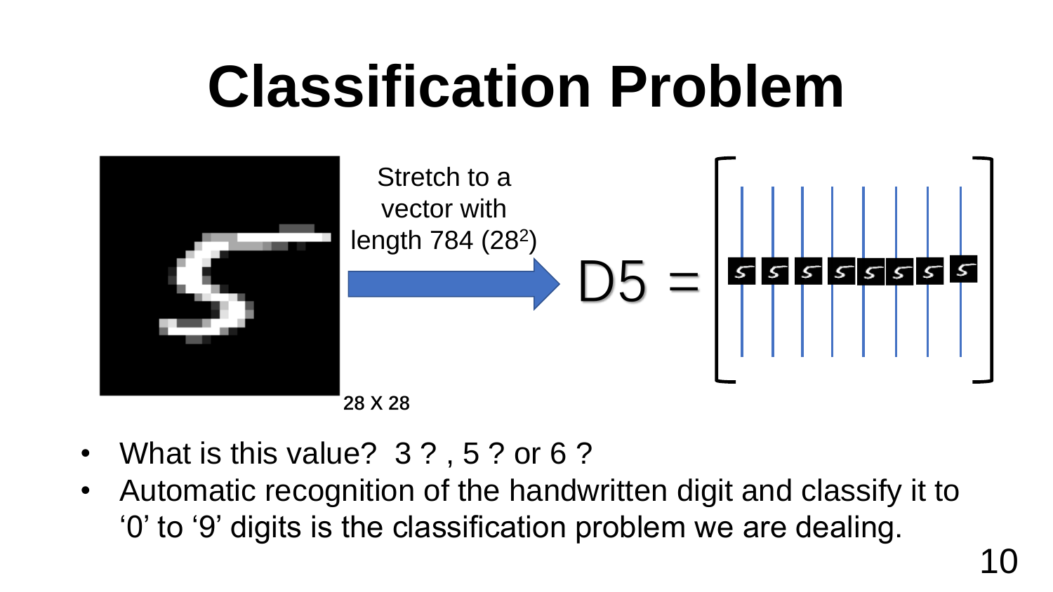# Classification Problem

Stretch to a vector with length 784 ($28^2$)

$D5 =$

28 X 28

- What is this value? 3 ? , 5 ? or 6 ?
- Automatic recognition of the handwritten digit and classify it to '0' to '9' digits is the classification problem we are dealing.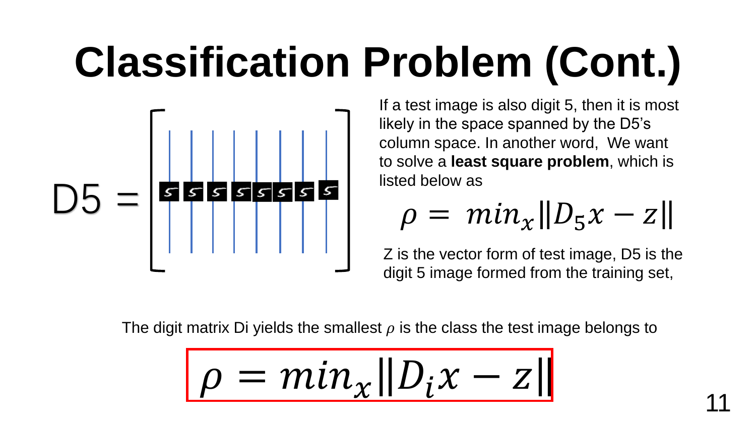# Classification Problem (Cont.)

D5 =

If a test image is also digit 5, then it is most likely in the space spanned by the D5's column space. In another word, We want to solve a **least square problem**, which is listed below as

$$\rho = \min_x \|D_5 x - z\|$$

Z is the vector form of test image, D5 is the digit 5 image formed from the training set,

The digit matrix Di yields the smallest $\rho$ is the class the test image belongs to

$$\rho = \min_x \|D_i x - z\|$$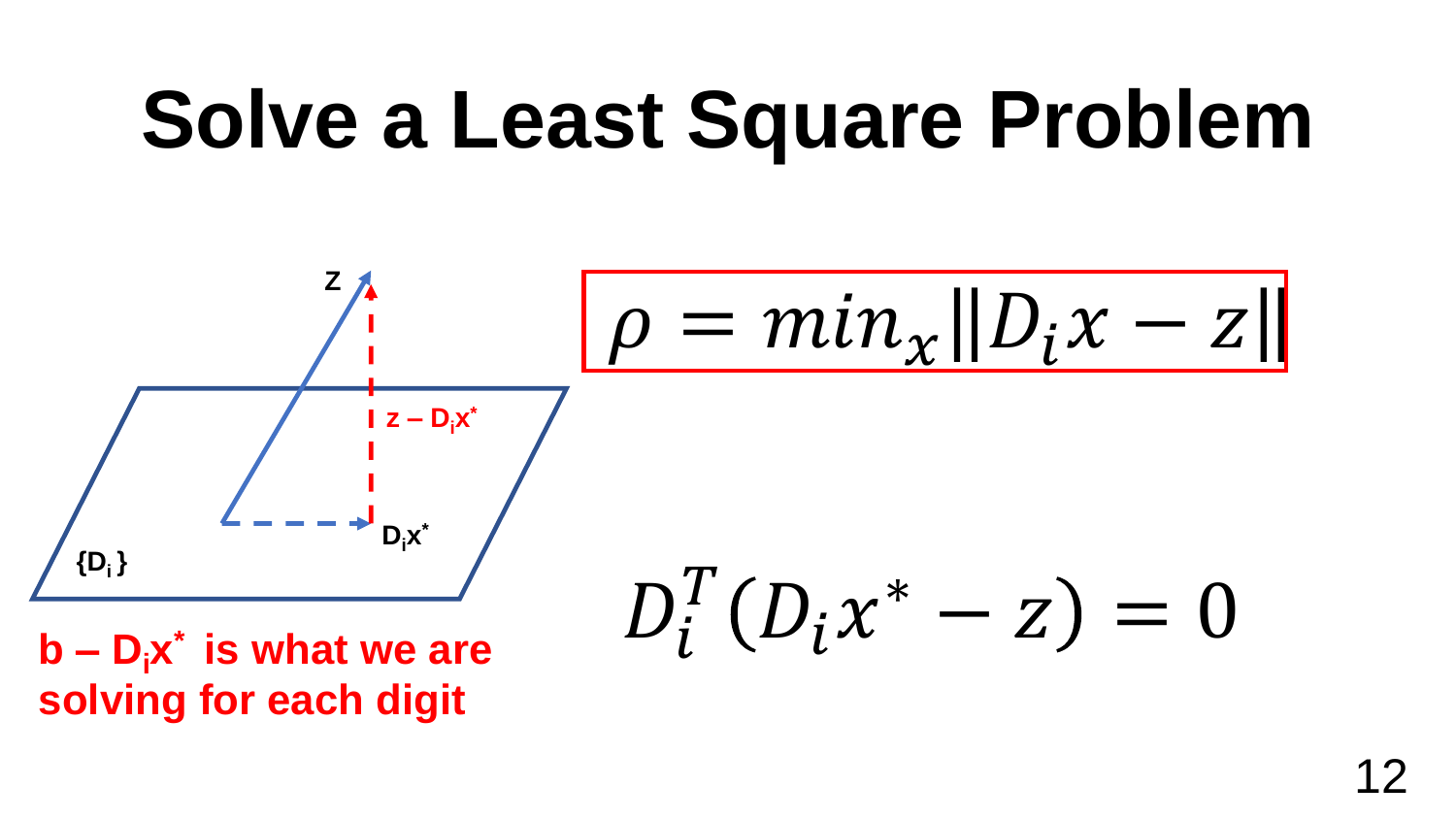# Solve a Least Square Problem

z

$z - D_i x^*$

$D_i x^*$

$\{D_i\}$

**b – $D_i x^*$ is what we are solving for each digit**

$$\rho = min_x \|D_i x - z\|$$

$$D_i^T (D_i x^* - z) = 0$$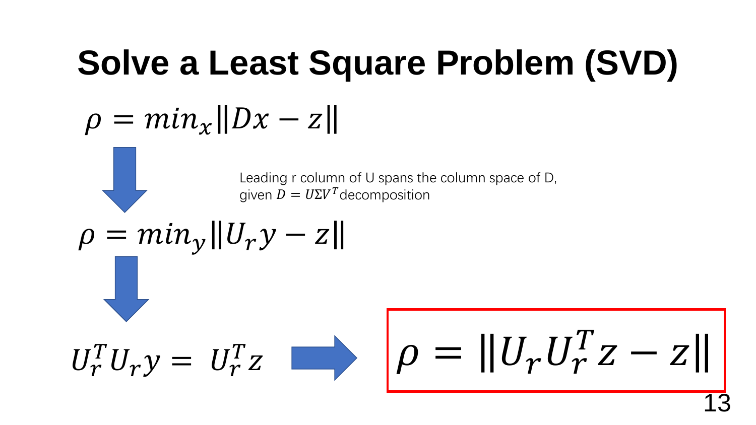# Solve a Least Square Problem (SVD)

$$\rho = min_x \|Dx - z\|$$

Leading r column of U spans the column space of D, given $D = U\Sigma V^T$ decomposition

$$\rho = min_y \|U_r y - z\|$$

$$U_r^T U_r y = U_r^T z$$

$$\rho = \|U_r U_r^T z - z\|$$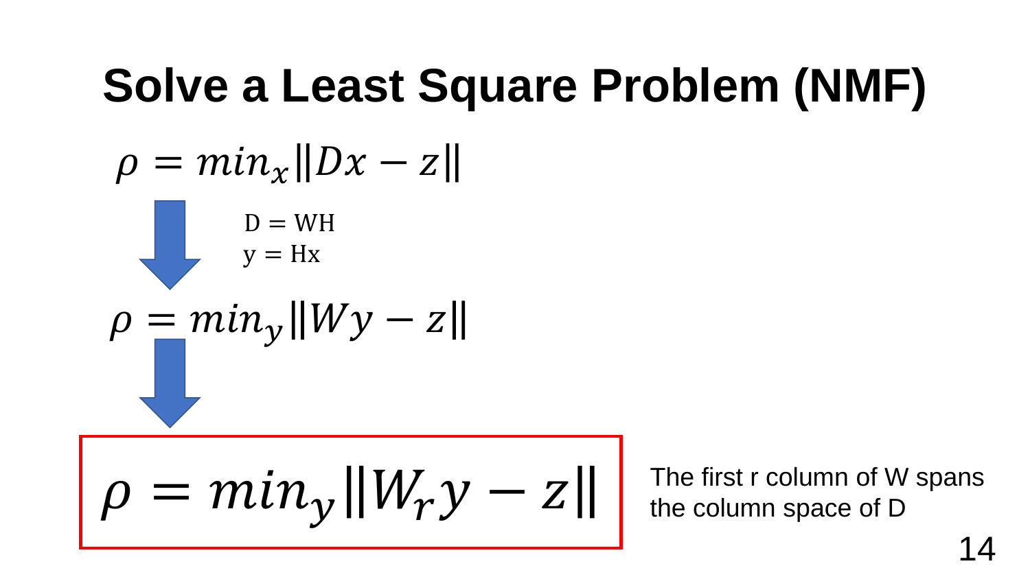# Solve a Least Square Problem (NMF)

$$\rho = min_x \|Dx - z\|$$

$D = WH$
$y = Hx$

$$\rho = min_y \|Wy - z\|$$

$$\rho = min_y \|W_r y - z\|$$

The first r column of W spans the column space of D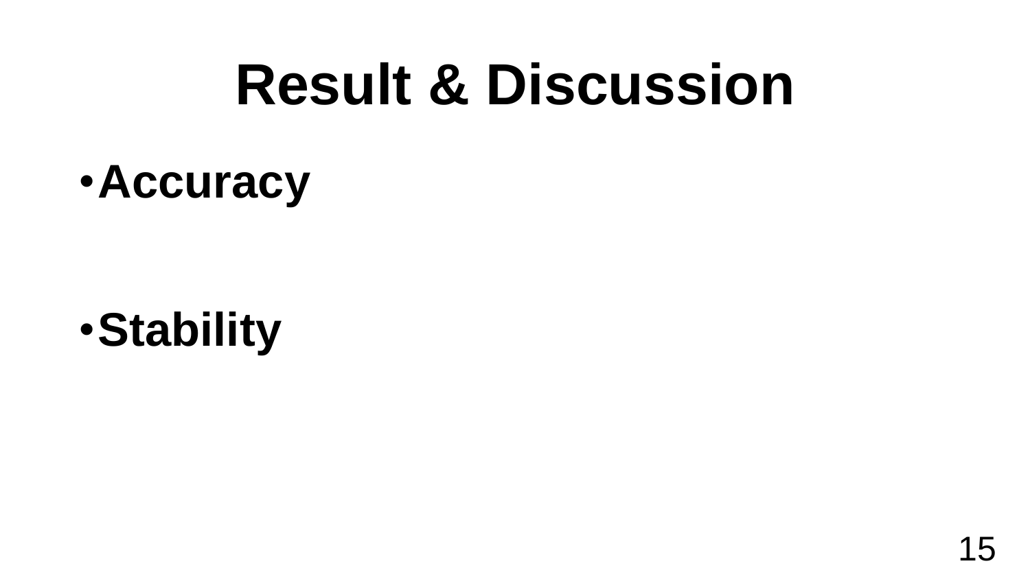# Result & Discussion

- **Accuracy**

- **Stability**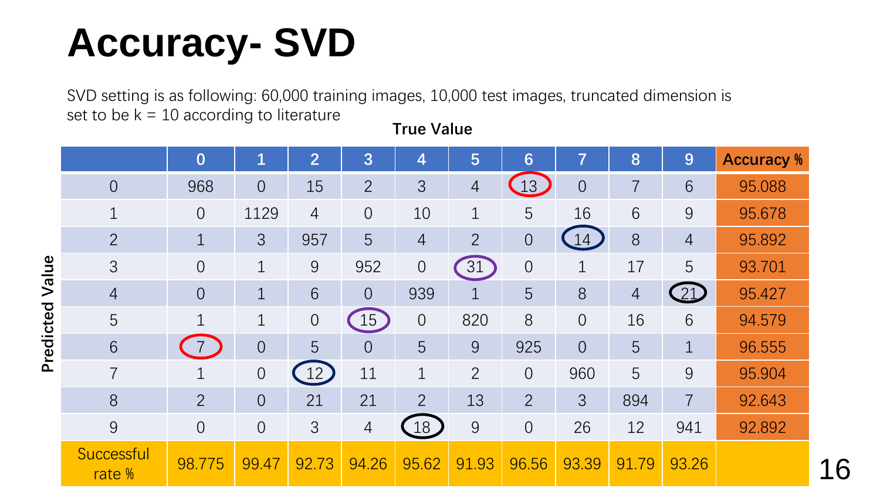# Accuracy- SVD

SVD setting is as following: 60,000 training images, 10,000 test images, truncated dimension is set to be k = 10 according to literature

**True Value** (columns) / **Predicted Value** (rows)

| | 0 | 1 | 2 | 3 | 4 | 5 | 6 | 7 | 8 | 9 | Accuracy % |
|---|---|---|---|---|---|---|---|---|---|---|---|
| 0 | 968 | 0 | 15 | 2 | 3 | 4 | 13 | 0 | 7 | 6 | 95.088 |
| 1 | 0 | 1129 | 4 | 0 | 10 | 1 | 5 | 16 | 6 | 9 | 95.678 |
| 2 | 1 | 3 | 957 | 5 | 4 | 2 | 0 | 14 | 8 | 4 | 95.892 |
| 3 | 0 | 1 | 9 | 952 | 0 | 31 | 0 | 1 | 17 | 5 | 93.701 |
| 4 | 0 | 1 | 6 | 0 | 939 | 1 | 5 | 8 | 4 | 21 | 95.427 |
| 5 | 1 | 1 | 0 | 15 | 0 | 820 | 8 | 0 | 16 | 6 | 94.579 |
| 6 | 7 | 0 | 5 | 0 | 5 | 9 | 925 | 0 | 5 | 1 | 96.555 |
| 7 | 1 | 0 | 12 | 11 | 1 | 2 | 0 | 960 | 5 | 9 | 95.904 |
| 8 | 2 | 0 | 21 | 21 | 2 | 13 | 2 | 3 | 894 | 7 | 92.643 |
| 9 | 0 | 0 | 3 | 4 | 18 | 9 | 0 | 26 | 12 | 941 | 92.892 |
| Successful rate % | 98.775 | 99.47 | 92.73 | 94.26 | 95.62 | 91.93 | 96.56 | 93.39 | 91.79 | 93.26 | |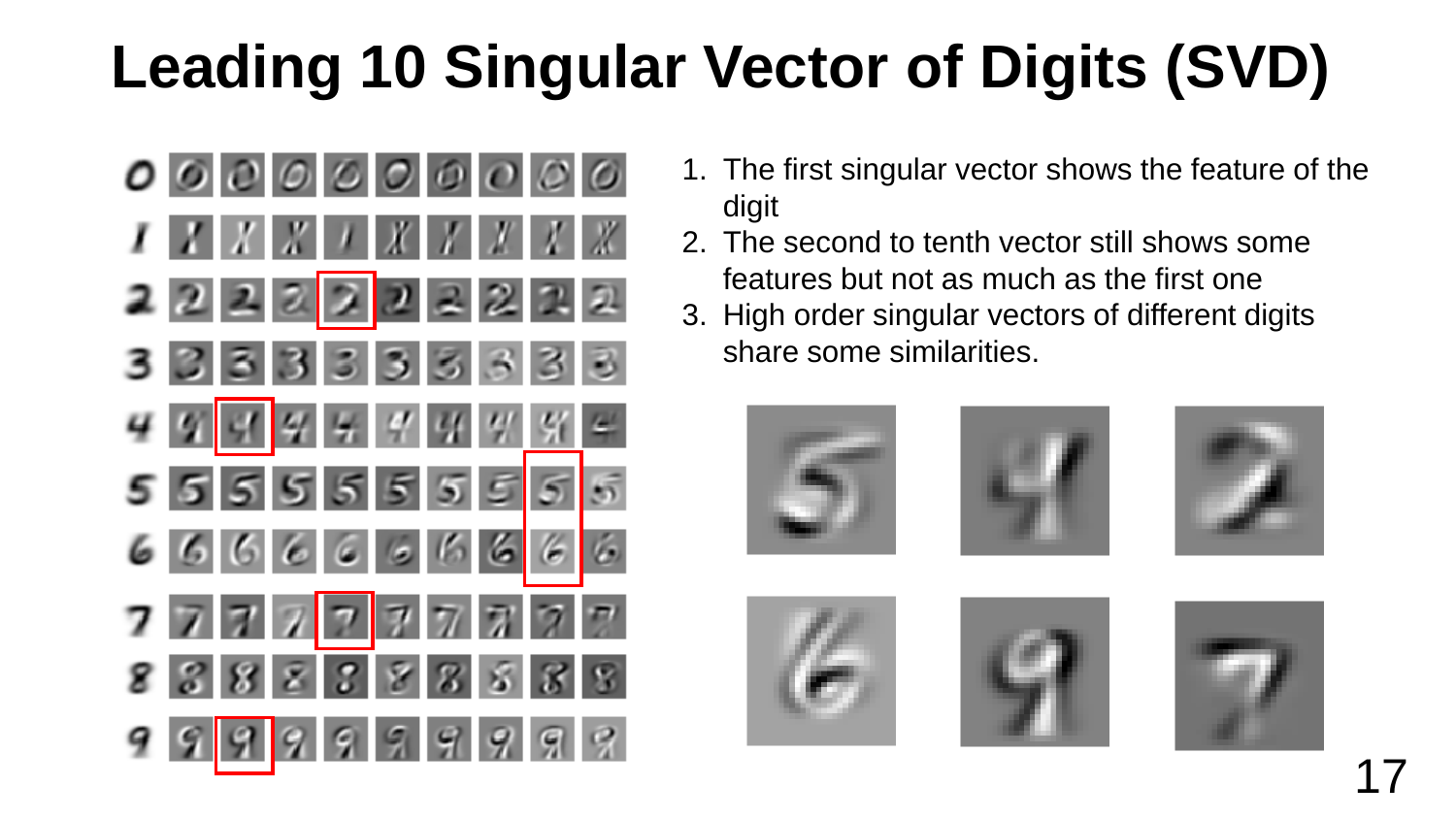# Leading 10 Singular Vector of Digits (SVD)

1. The first singular vector shows the feature of the digit
2. The second to tenth vector still shows some features but not as much as the first one
3. High order singular vectors of different digits share some similarities.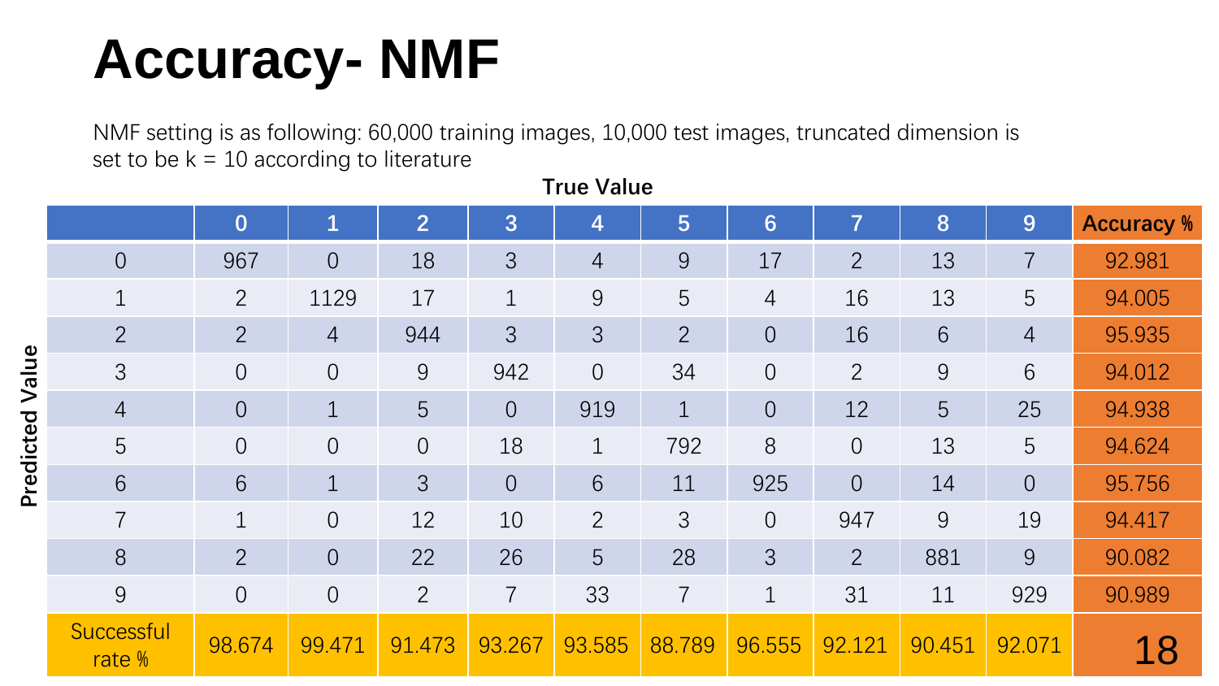# Accuracy- NMF

NMF setting is as following: 60,000 training images, 10,000 test images, truncated dimension is set to be k = 10 according to literature

**True Value** (columns) / **Predicted Value** (rows)

| | 0 | 1 | 2 | 3 | 4 | 5 | 6 | 7 | 8 | 9 | Accuracy % |
|---|---|---|---|---|---|---|---|---|---|---|---|
| 0 | 967 | 0 | 18 | 3 | 4 | 9 | 17 | 2 | 13 | 7 | 92.981 |
| 1 | 2 | 1129 | 17 | 1 | 9 | 5 | 4 | 16 | 13 | 5 | 94.005 |
| 2 | 2 | 4 | 944 | 3 | 3 | 2 | 0 | 16 | 6 | 4 | 95.935 |
| 3 | 0 | 0 | 9 | 942 | 0 | 34 | 0 | 2 | 9 | 6 | 94.012 |
| 4 | 0 | 1 | 5 | 0 | 919 | 1 | 0 | 12 | 5 | 25 | 94.938 |
| 5 | 0 | 0 | 0 | 18 | 1 | 792 | 8 | 0 | 13 | 5 | 94.624 |
| 6 | 6 | 1 | 3 | 0 | 6 | 11 | 925 | 0 | 14 | 0 | 95.756 |
| 7 | 1 | 0 | 12 | 10 | 2 | 3 | 0 | 947 | 9 | 19 | 94.417 |
| 8 | 2 | 0 | 22 | 26 | 5 | 28 | 3 | 2 | 881 | 9 | 90.082 |
| 9 | 0 | 0 | 2 | 7 | 33 | 7 | 1 | 31 | 11 | 929 | 90.989 |
| Successful rate % | 98.674 | 99.471 | 91.473 | 93.267 | 93.585 | 88.789 | 96.555 | 92.121 | 90.451 | 92.071 | 18 |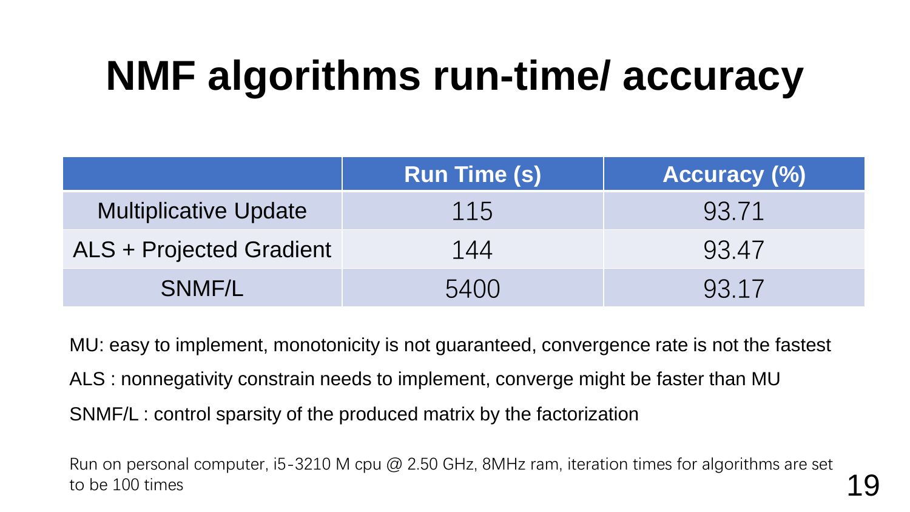# NMF algorithms run-time/ accuracy

| | Run Time (s) | Accuracy (%) |
|---|---|---|
| Multiplicative Update | 115 | 93.71 |
| ALS + Projected Gradient | 144 | 93.47 |
| SNMF/L | 5400 | 93.17 |

MU: easy to implement, monotonicity is not guaranteed, convergence rate is not the fastest

ALS : nonnegativity constrain needs to implement, converge might be faster than MU

SNMF/L : control sparsity of the produced matrix by the factorization

Run on personal computer, i5-3210 M cpu @ 2.50 GHz, 8MHz ram, iteration times for algorithms are set to be 100 times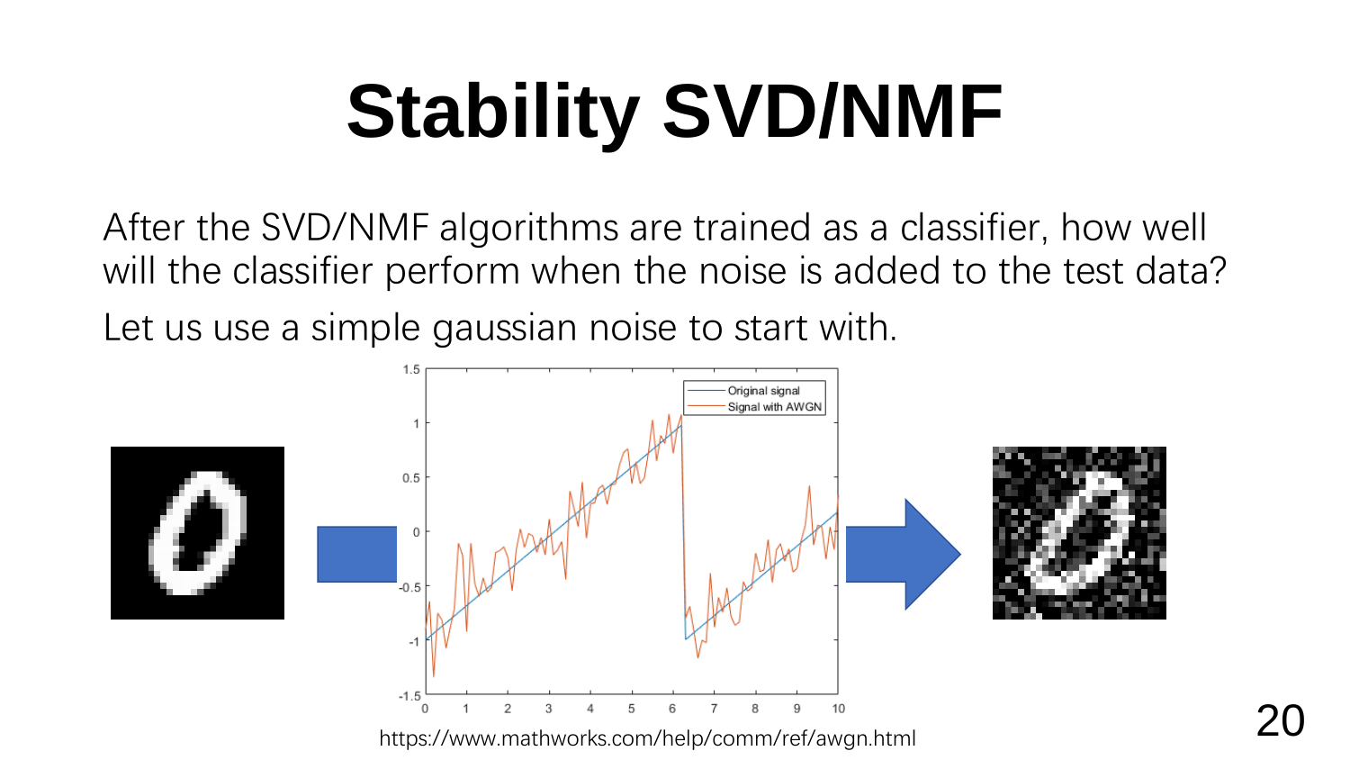# Stability SVD/NMF

After the SVD/NMF algorithms are trained as a classifier, how well will the classifier perform when the noise is added to the test data?

Let us use a simple gaussian noise to start with.

https://www.mathworks.com/help/comm/ref/awgn.html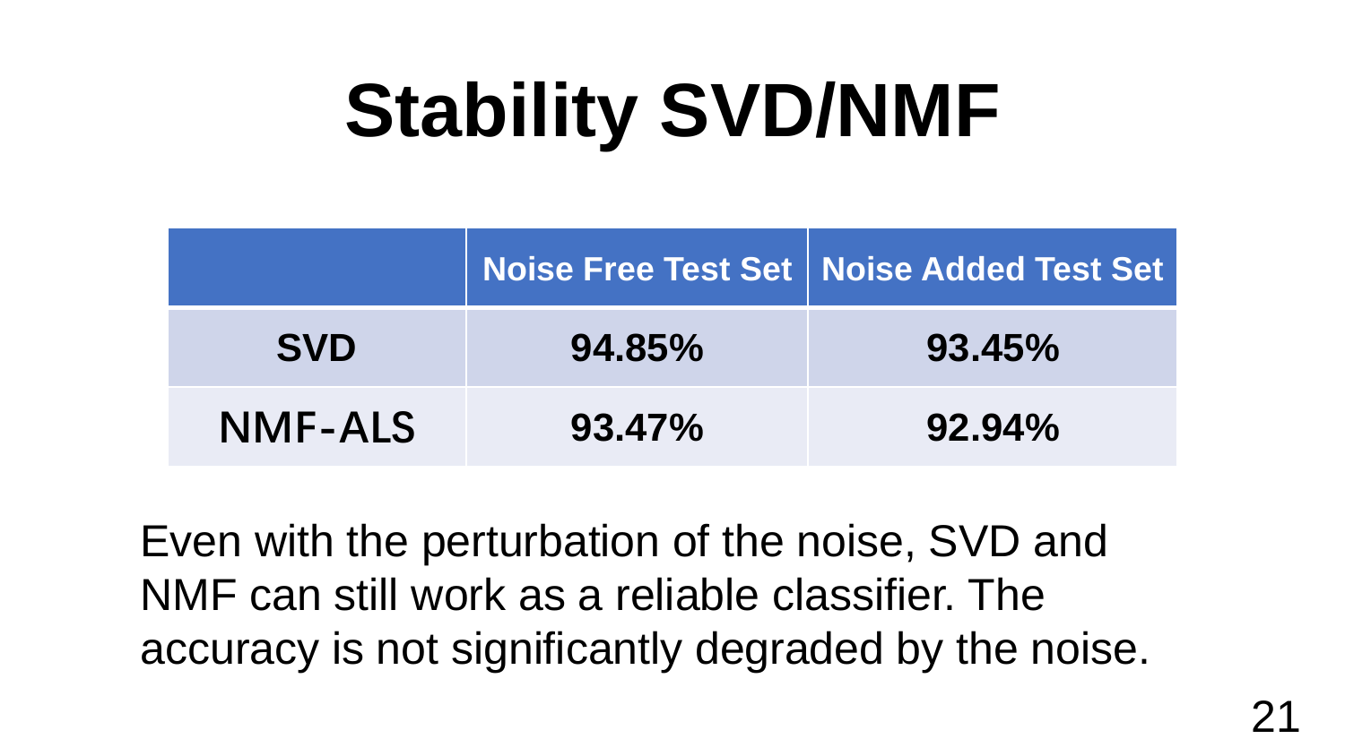# Stability SVD/NMF

| | Noise Free Test Set | Noise Added Test Set |
|---|---|---|
| **SVD** | **94.85%** | **93.45%** |
| **NMF-ALS** | **93.47%** | **92.94%** |

Even with the perturbation of the noise, SVD and NMF can still work as a reliable classifier. The accuracy is not significantly degraded by the noise.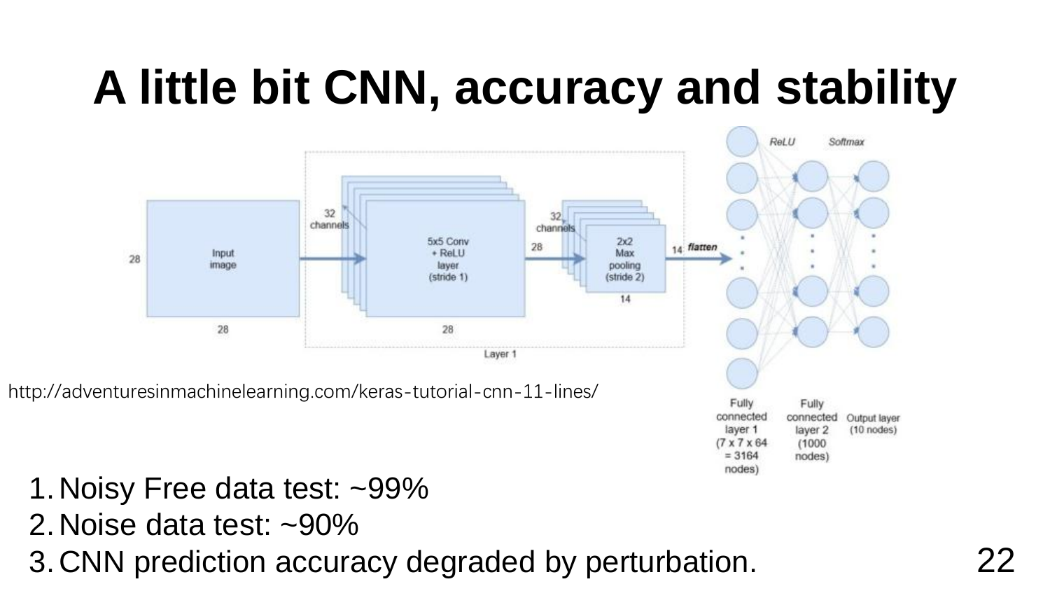# A little bit CNN, accuracy and stability

http://adventuresinmachinelearning.com/keras-tutorial-cnn-11-lines/

1. Noisy Free data test: ~99%
2. Noise data test: ~90%
3. CNN prediction accuracy degraded by perturbation.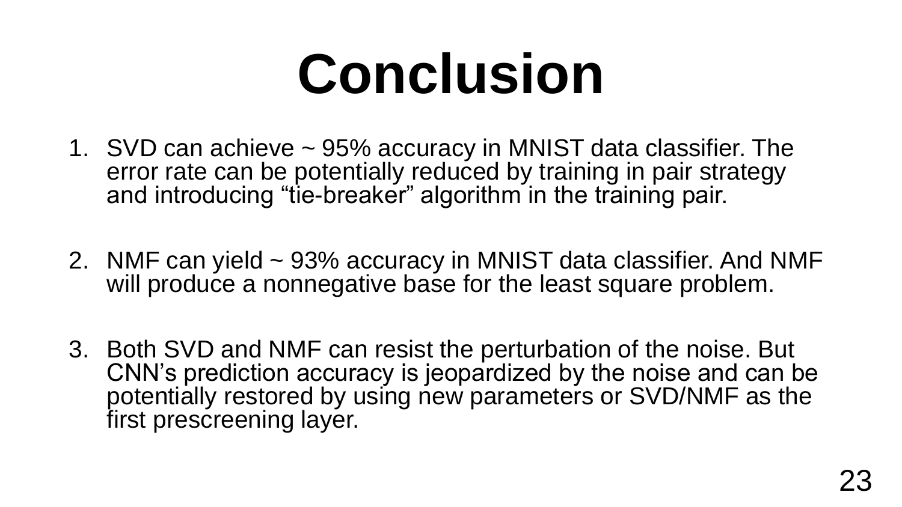# Conclusion

1. SVD can achieve ~ 95% accuracy in MNIST data classifier. The error rate can be potentially reduced by training in pair strategy and introducing “tie-breaker” algorithm in the training pair.

2. NMF can yield ~ 93% accuracy in MNIST data classifier. And NMF will produce a nonnegative base for the least square problem.

3. Both SVD and NMF can resist the perturbation of the noise. But CNN’s prediction accuracy is jeopardized by the noise and can be potentially restored by using new parameters or SVD/NMF as the first prescreening layer.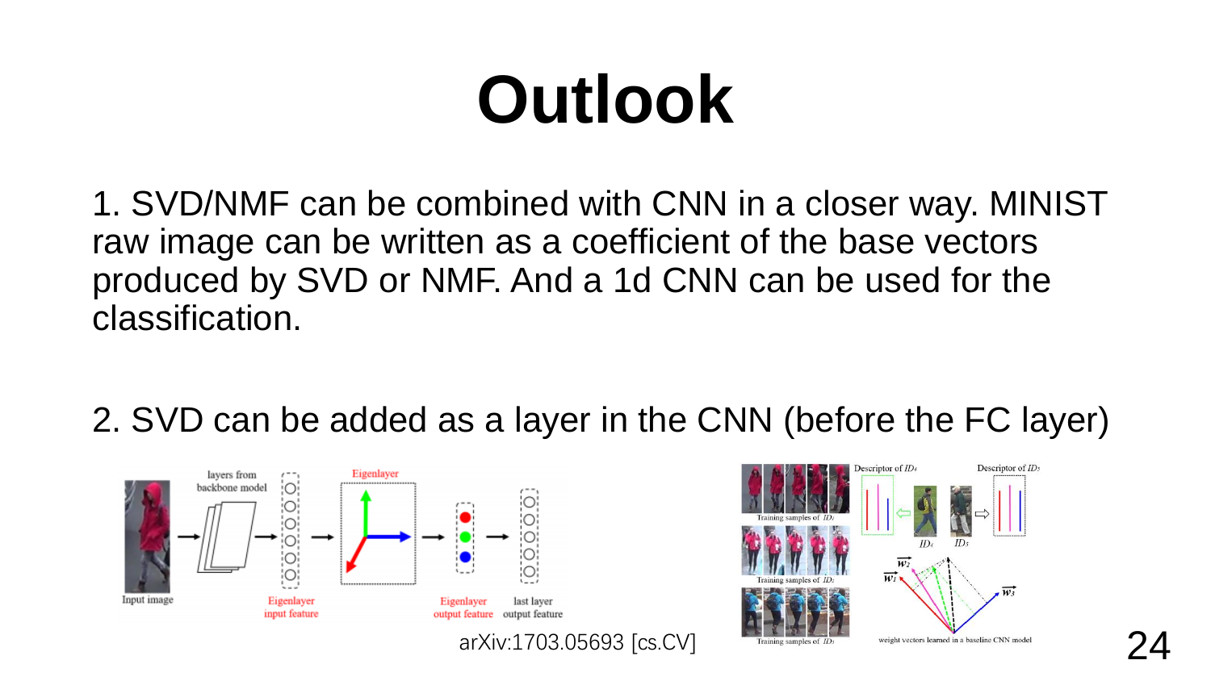# Outlook

1. SVD/NMF can be combined with CNN in a closer way. MINIST raw image can be written as a coefficient of the base vectors produced by SVD or NMF. And a 1d CNN can be used for the classification.

2. SVD can be added as a layer in the CNN (before the FC layer)

arXiv:1703.05693 [cs.CV]